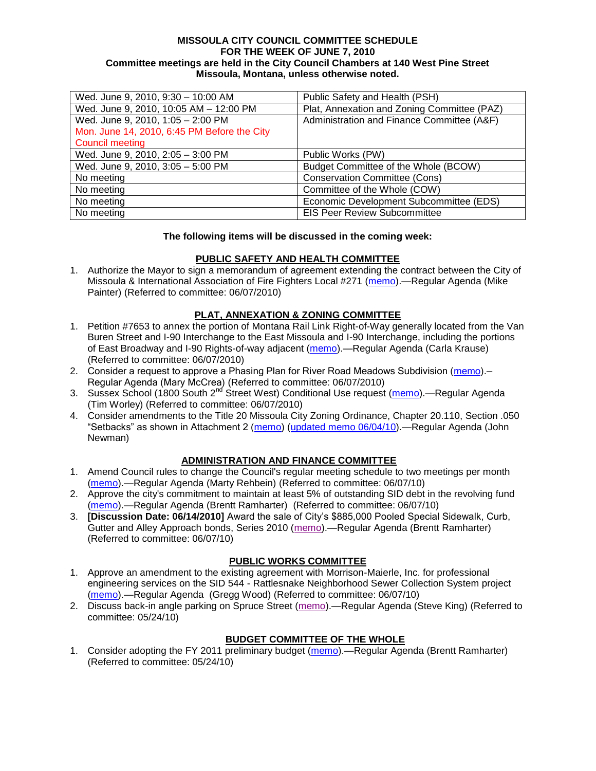**MISSOULA CITY COUNCIL COMMITTEE SCHEDULE**
**FOR THE WEEK OF JUNE 7, 2010**
**Committee meetings are held in the City Council Chambers at 140 West Pine Street Missoula, Montana, unless otherwise noted.**

| | |
|---|---|
| Wed. June 9, 2010, 9:30 – 10:00 AM | Public Safety and Health (PSH) |
| Wed. June 9, 2010, 10:05 AM – 12:00 PM | Plat, Annexation and Zoning Committee (PAZ) |
| Wed. June 9, 2010, 1:05 – 2:00 PM<br>Mon. June 14, 2010, 6:45 PM Before the City Council meeting | Administration and Finance Committee (A&F) |
| Wed. June 9, 2010, 2:05 – 3:00 PM | Public Works (PW) |
| Wed. June 9, 2010, 3:05 – 5:00 PM | Budget Committee of the Whole (BCOW) |
| No meeting | Conservation Committee (Cons) |
| No meeting | Committee of the Whole (COW) |
| No meeting | Economic Development Subcommittee (EDS) |
| No meeting | EIS Peer Review Subcommittee |

**The following items will be discussed in the coming week:**

**PUBLIC SAFETY AND HEALTH COMMITTEE**

1. Authorize the Mayor to sign a memorandum of agreement extending the contract between the City of Missoula & International Association of Fire Fighters Local #271 (memo).—Regular Agenda (Mike Painter) (Referred to committee: 06/07/2010)

**PLAT, ANNEXATION & ZONING COMMITTEE**

1. Petition #7653 to annex the portion of Montana Rail Link Right-of-Way generally located from the Van Buren Street and I-90 Interchange to the East Missoula and I-90 Interchange, including the portions of East Broadway and I-90 Rights-of-way adjacent (memo).—Regular Agenda (Carla Krause) (Referred to committee: 06/07/2010)
2. Consider a request to approve a Phasing Plan for River Road Meadows Subdivision (memo).–Regular Agenda (Mary McCrea) (Referred to committee: 06/07/2010)
3. Sussex School (1800 South 2nd Street West) Conditional Use request (memo).—Regular Agenda (Tim Worley) (Referred to committee: 06/07/2010)
4. Consider amendments to the Title 20 Missoula City Zoning Ordinance, Chapter 20.110, Section .050 "Setbacks" as shown in Attachment 2 (memo) (updated memo 06/04/10).—Regular Agenda (John Newman)

**ADMINISTRATION AND FINANCE COMMITTEE**

1. Amend Council rules to change the Council's regular meeting schedule to two meetings per month (memo).—Regular Agenda (Marty Rehbein) (Referred to committee: 06/07/10)
2. Approve the city's commitment to maintain at least 5% of outstanding SID debt in the revolving fund (memo).—Regular Agenda (Brentt Ramharter) (Referred to committee: 06/07/10)
3. **[Discussion Date: 06/14/2010]** Award the sale of City's $885,000 Pooled Special Sidewalk, Curb, Gutter and Alley Approach bonds, Series 2010 (memo).—Regular Agenda (Brentt Ramharter) (Referred to committee: 06/07/10)

**PUBLIC WORKS COMMITTEE**

1. Approve an amendment to the existing agreement with Morrison-Maierle, Inc. for professional engineering services on the SID 544 - Rattlesnake Neighborhood Sewer Collection System project (memo).—Regular Agenda (Gregg Wood) (Referred to committee: 06/07/10)
2. Discuss back-in angle parking on Spruce Street (memo).—Regular Agenda (Steve King) (Referred to committee: 05/24/10)

**BUDGET COMMITTEE OF THE WHOLE**

1. Consider adopting the FY 2011 preliminary budget (memo).—Regular Agenda (Brentt Ramharter) (Referred to committee: 05/24/10)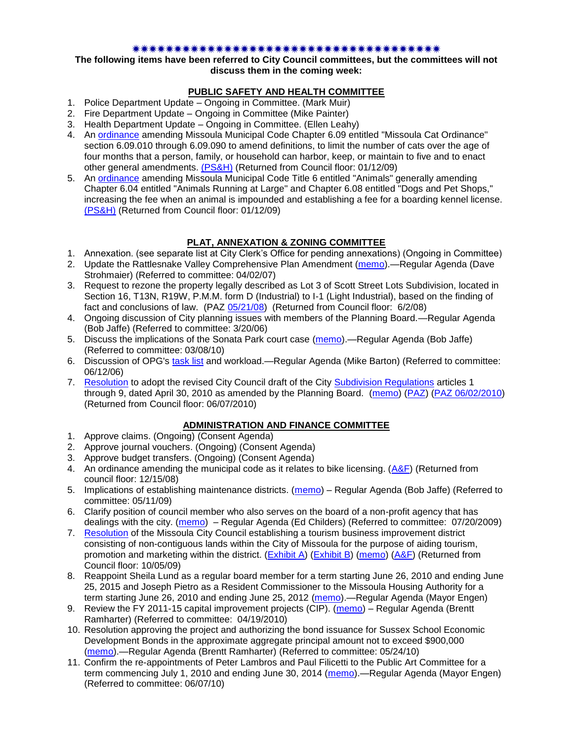✵✵✵✵✵✵✵✵✵✵✵✵✵✵✵✵✵✵✵✵✵✵✵✵✵✵✵✵✵✵✵✵✵✵✵✵✵✵✵✵

**The following items have been referred to City Council committees, but the committees will not discuss them in the coming week:**

## PUBLIC SAFETY AND HEALTH COMMITTEE

1. Police Department Update – Ongoing in Committee. (Mark Muir)
2. Fire Department Update – Ongoing in Committee (Mike Painter)
3. Health Department Update – Ongoing in Committee. (Ellen Leahy)
4. An ordinance amending Missoula Municipal Code Chapter 6.09 entitled "Missoula Cat Ordinance" section 6.09.010 through 6.09.090 to amend definitions, to limit the number of cats over the age of four months that a person, family, or household can harbor, keep, or maintain to five and to enact other general amendments. (PS&H) (Returned from Council floor: 01/12/09)
5. An ordinance amending Missoula Municipal Code Title 6 entitled "Animals" generally amending Chapter 6.04 entitled "Animals Running at Large" and Chapter 6.08 entitled "Dogs and Pet Shops," increasing the fee when an animal is impounded and establishing a fee for a boarding kennel license. (PS&H) (Returned from Council floor: 01/12/09)

## PLAT, ANNEXATION & ZONING COMMITTEE

1. Annexation. (see separate list at City Clerk's Office for pending annexations) (Ongoing in Committee)
2. Update the Rattlesnake Valley Comprehensive Plan Amendment (memo).—Regular Agenda (Dave Strohmaier) (Referred to committee: 04/02/07)
3. Request to rezone the property legally described as Lot 3 of Scott Street Lots Subdivision, located in Section 16, T13N, R19W, P.M.M. form D (Industrial) to I-1 (Light Industrial), based on the finding of fact and conclusions of law. (PAZ 05/21/08) (Returned from Council floor: 6/2/08)
4. Ongoing discussion of City planning issues with members of the Planning Board.—Regular Agenda (Bob Jaffe) (Referred to committee: 3/20/06)
5. Discuss the implications of the Sonata Park court case (memo).—Regular Agenda (Bob Jaffe) (Referred to committee: 03/08/10)
6. Discussion of OPG's task list and workload.—Regular Agenda (Mike Barton) (Referred to committee: 06/12/06)
7. Resolution to adopt the revised City Council draft of the City Subdivision Regulations articles 1 through 9, dated April 30, 2010 as amended by the Planning Board. (memo) (PAZ) (PAZ 06/02/2010) (Returned from Council floor: 06/07/2010)

## ADMINISTRATION AND FINANCE COMMITTEE

1. Approve claims. (Ongoing) (Consent Agenda)
2. Approve journal vouchers. (Ongoing) (Consent Agenda)
3. Approve budget transfers. (Ongoing) (Consent Agenda)
4. An ordinance amending the municipal code as it relates to bike licensing. (A&F) (Returned from council floor: 12/15/08)
5. Implications of establishing maintenance districts. (memo) – Regular Agenda (Bob Jaffe) (Referred to committee: 05/11/09)
6. Clarify position of council member who also serves on the board of a non-profit agency that has dealings with the city. (memo) – Regular Agenda (Ed Childers) (Referred to committee: 07/20/2009)
7. Resolution of the Missoula City Council establishing a tourism business improvement district consisting of non-contiguous lands within the City of Missoula for the purpose of aiding tourism, promotion and marketing within the district. (Exhibit A) (Exhibit B) (memo) (A&F) (Returned from Council floor: 10/05/09)
8. Reappoint Sheila Lund as a regular board member for a term starting June 26, 2010 and ending June 25, 2015 and Joseph Pietro as a Resident Commissioner to the Missoula Housing Authority for a term starting June 26, 2010 and ending June 25, 2012 (memo).—Regular Agenda (Mayor Engen)
9. Review the FY 2011-15 capital improvement projects (CIP). (memo) – Regular Agenda (Brentt Ramharter) (Referred to committee: 04/19/2010)
10. Resolution approving the project and authorizing the bond issuance for Sussex School Economic Development Bonds in the approximate aggregate principal amount not to exceed $900,000 (memo).—Regular Agenda (Brentt Ramharter) (Referred to committee: 05/24/10)
11. Confirm the re-appointments of Peter Lambros and Paul Filicetti to the Public Art Committee for a term commencing July 1, 2010 and ending June 30, 2014 (memo).—Regular Agenda (Mayor Engen) (Referred to committee: 06/07/10)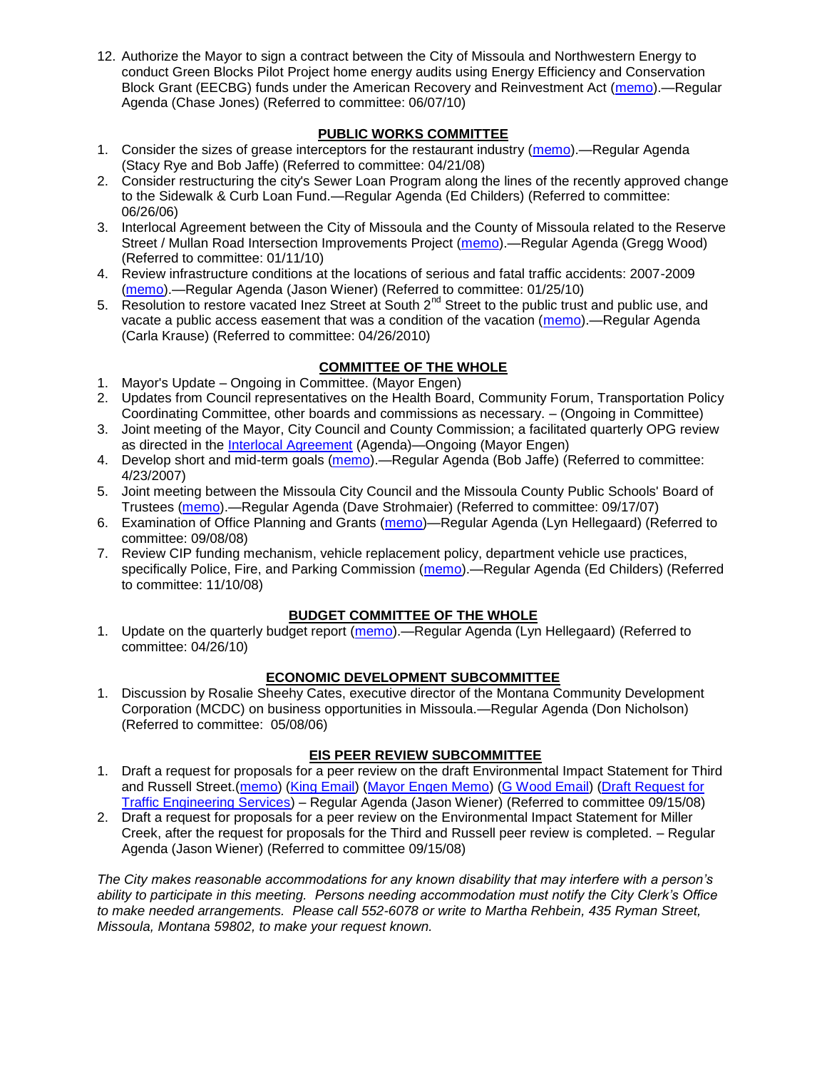12. Authorize the Mayor to sign a contract between the City of Missoula and Northwestern Energy to conduct Green Blocks Pilot Project home energy audits using Energy Efficiency and Conservation Block Grant (EECBG) funds under the American Recovery and Reinvestment Act (memo).—Regular Agenda (Chase Jones) (Referred to committee: 06/07/10)

## PUBLIC WORKS COMMITTEE

1. Consider the sizes of grease interceptors for the restaurant industry (memo).—Regular Agenda (Stacy Rye and Bob Jaffe) (Referred to committee: 04/21/08)
2. Consider restructuring the city's Sewer Loan Program along the lines of the recently approved change to the Sidewalk & Curb Loan Fund.—Regular Agenda (Ed Childers) (Referred to committee: 06/26/06)
3. Interlocal Agreement between the City of Missoula and the County of Missoula related to the Reserve Street / Mullan Road Intersection Improvements Project (memo).—Regular Agenda (Gregg Wood) (Referred to committee: 01/11/10)
4. Review infrastructure conditions at the locations of serious and fatal traffic accidents: 2007-2009 (memo).—Regular Agenda (Jason Wiener) (Referred to committee: 01/25/10)
5. Resolution to restore vacated Inez Street at South 2nd Street to the public trust and public use, and vacate a public access easement that was a condition of the vacation (memo).—Regular Agenda (Carla Krause) (Referred to committee: 04/26/2010)

## COMMITTEE OF THE WHOLE

1. Mayor's Update – Ongoing in Committee. (Mayor Engen)
2. Updates from Council representatives on the Health Board, Community Forum, Transportation Policy Coordinating Committee, other boards and commissions as necessary. – (Ongoing in Committee)
3. Joint meeting of the Mayor, City Council and County Commission; a facilitated quarterly OPG review as directed in the Interlocal Agreement (Agenda)—Ongoing (Mayor Engen)
4. Develop short and mid-term goals (memo).—Regular Agenda (Bob Jaffe) (Referred to committee: 4/23/2007)
5. Joint meeting between the Missoula City Council and the Missoula County Public Schools' Board of Trustees (memo).—Regular Agenda (Dave Strohmaier) (Referred to committee: 09/17/07)
6. Examination of Office Planning and Grants (memo)—Regular Agenda (Lyn Hellegaard) (Referred to committee: 09/08/08)
7. Review CIP funding mechanism, vehicle replacement policy, department vehicle use practices, specifically Police, Fire, and Parking Commission (memo).—Regular Agenda (Ed Childers) (Referred to committee: 11/10/08)

## BUDGET COMMITTEE OF THE WHOLE

1. Update on the quarterly budget report (memo).—Regular Agenda (Lyn Hellegaard) (Referred to committee: 04/26/10)

## ECONOMIC DEVELOPMENT SUBCOMMITTEE

1. Discussion by Rosalie Sheehy Cates, executive director of the Montana Community Development Corporation (MCDC) on business opportunities in Missoula.—Regular Agenda (Don Nicholson) (Referred to committee: 05/08/06)

## EIS PEER REVIEW SUBCOMMITTEE

1. Draft a request for proposals for a peer review on the draft Environmental Impact Statement for Third and Russell Street.(memo) (King Email) (Mayor Engen Memo) (G Wood Email) (Draft Request for Traffic Engineering Services) – Regular Agenda (Jason Wiener) (Referred to committee 09/15/08)
2. Draft a request for proposals for a peer review on the Environmental Impact Statement for Miller Creek, after the request for proposals for the Third and Russell peer review is completed. – Regular Agenda (Jason Wiener) (Referred to committee 09/15/08)

*The City makes reasonable accommodations for any known disability that may interfere with a person's ability to participate in this meeting. Persons needing accommodation must notify the City Clerk's Office to make needed arrangements. Please call 552-6078 or write to Martha Rehbein, 435 Ryman Street, Missoula, Montana 59802, to make your request known.*